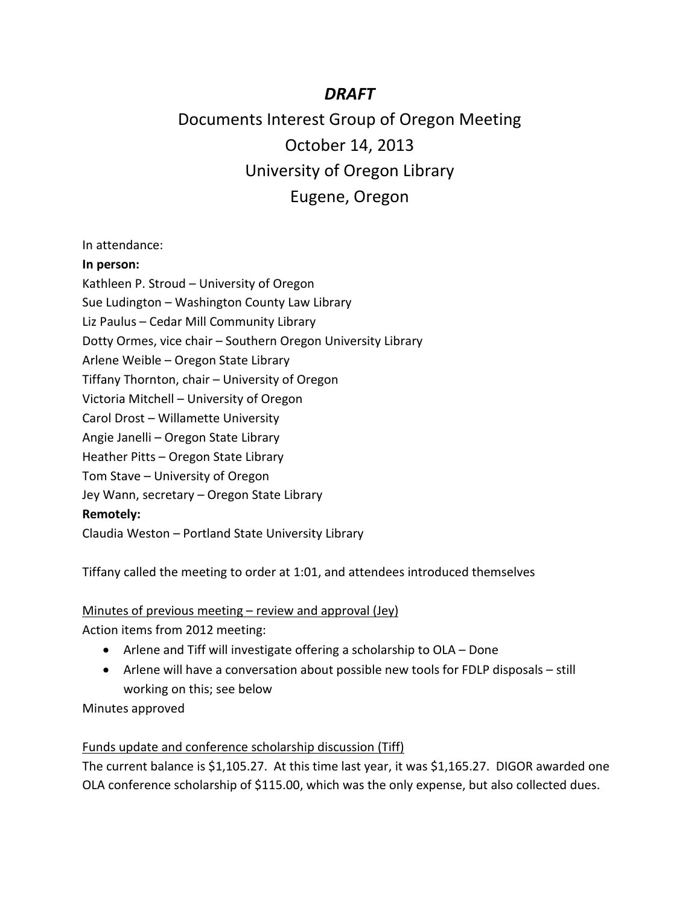# *DRAFT*

## Documents Interest Group of Oregon Meeting
## October 14, 2013
## University of Oregon Library
## Eugene, Oregon

In attendance:

**In person:**

Kathleen P. Stroud – University of Oregon
Sue Ludington – Washington County Law Library
Liz Paulus – Cedar Mill Community Library
Dotty Ormes, vice chair – Southern Oregon University Library
Arlene Weible – Oregon State Library
Tiffany Thornton, chair – University of Oregon
Victoria Mitchell – University of Oregon
Carol Drost – Willamette University
Angie Janelli – Oregon State Library
Heather Pitts – Oregon State Library
Tom Stave – University of Oregon
Jey Wann, secretary – Oregon State Library

**Remotely:**

Claudia Weston – Portland State University Library

Tiffany called the meeting to order at 1:01, and attendees introduced themselves

<u>Minutes of previous meeting – review and approval (Jey)</u>

Action items from 2012 meeting:

- Arlene and Tiff will investigate offering a scholarship to OLA – Done
- Arlene will have a conversation about possible new tools for FDLP disposals – still working on this; see below

Minutes approved

<u>Funds update and conference scholarship discussion (Tiff)</u>

The current balance is $1,105.27. At this time last year, it was $1,165.27. DIGOR awarded one OLA conference scholarship of $115.00, which was the only expense, but also collected dues.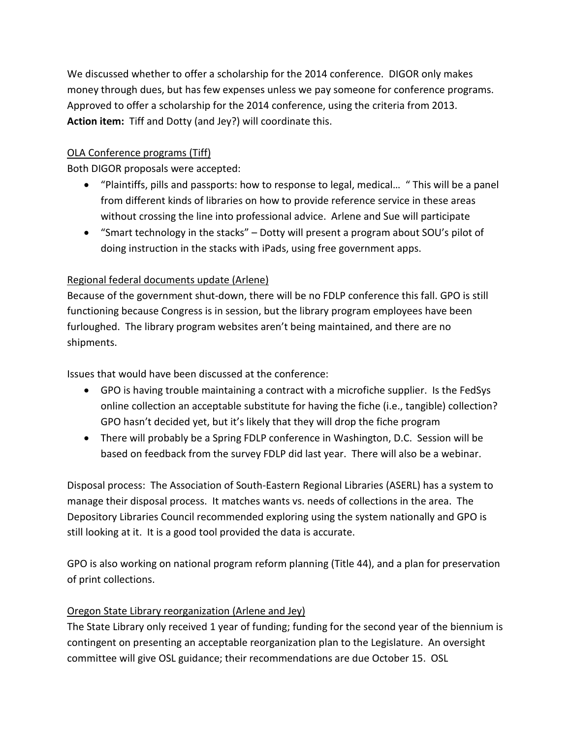We discussed whether to offer a scholarship for the 2014 conference. DIGOR only makes money through dues, but has few expenses unless we pay someone for conference programs. Approved to offer a scholarship for the 2014 conference, using the criteria from 2013.
**Action item:** Tiff and Dotty (and Jey?) will coordinate this.

<u>OLA Conference programs (Tiff)</u>
Both DIGOR proposals were accepted:

- "Plaintiffs, pills and passports: how to response to legal, medical… " This will be a panel from different kinds of libraries on how to provide reference service in these areas without crossing the line into professional advice. Arlene and Sue will participate
- "Smart technology in the stacks" – Dotty will present a program about SOU's pilot of doing instruction in the stacks with iPads, using free government apps.

<u>Regional federal documents update (Arlene)</u>
Because of the government shut-down, there will be no FDLP conference this fall. GPO is still functioning because Congress is in session, but the library program employees have been furloughed. The library program websites aren't being maintained, and there are no shipments.

Issues that would have been discussed at the conference:

- GPO is having trouble maintaining a contract with a microfiche supplier. Is the FedSys online collection an acceptable substitute for having the fiche (i.e., tangible) collection? GPO hasn't decided yet, but it's likely that they will drop the fiche program
- There will probably be a Spring FDLP conference in Washington, D.C. Session will be based on feedback from the survey FDLP did last year. There will also be a webinar.

Disposal process: The Association of South-Eastern Regional Libraries (ASERL) has a system to manage their disposal process. It matches wants vs. needs of collections in the area. The Depository Libraries Council recommended exploring using the system nationally and GPO is still looking at it. It is a good tool provided the data is accurate.

GPO is also working on national program reform planning (Title 44), and a plan for preservation of print collections.

<u>Oregon State Library reorganization (Arlene and Jey)</u>
The State Library only received 1 year of funding; funding for the second year of the biennium is contingent on presenting an acceptable reorganization plan to the Legislature. An oversight committee will give OSL guidance; their recommendations are due October 15. OSL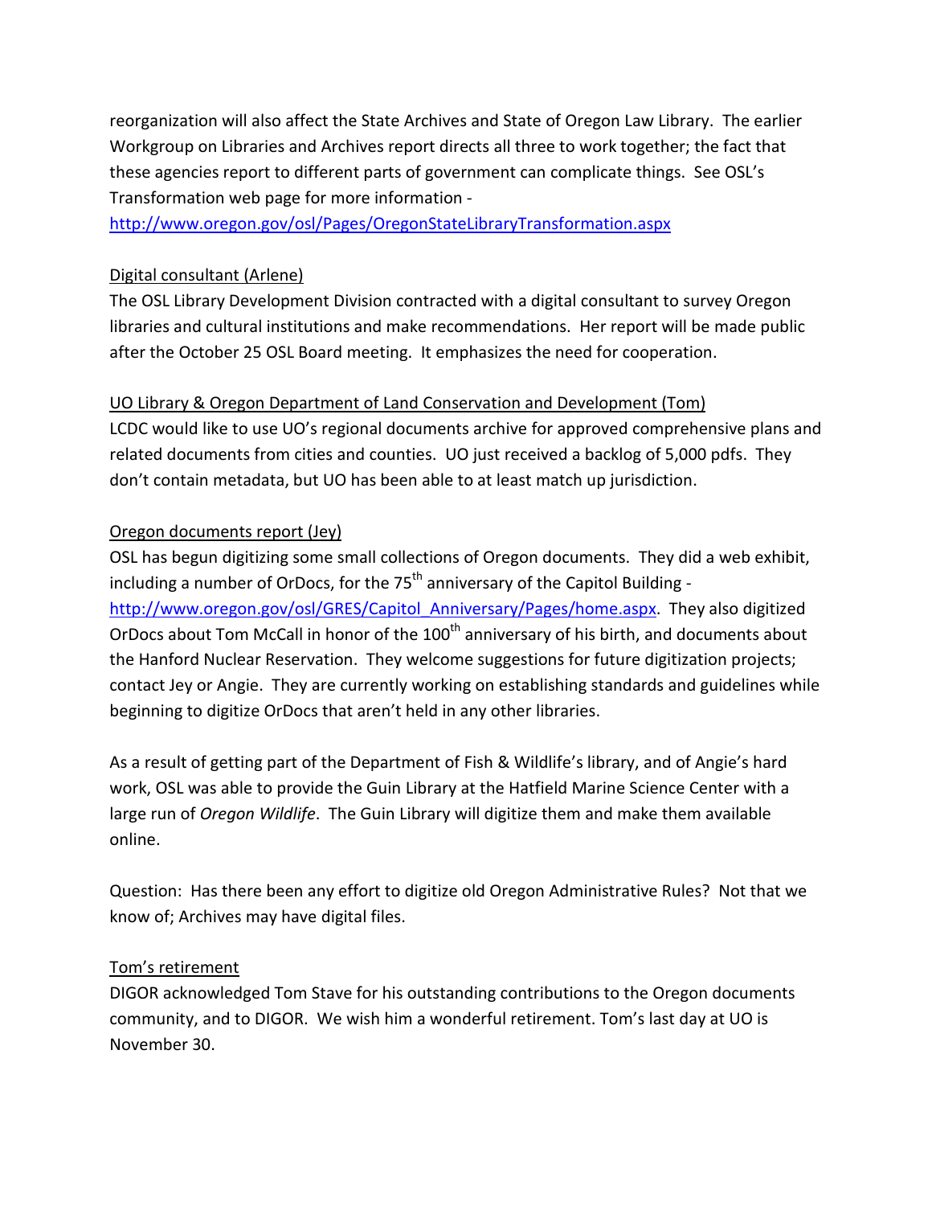reorganization will also affect the State Archives and State of Oregon Law Library. The earlier Workgroup on Libraries and Archives report directs all three to work together; the fact that these agencies report to different parts of government can complicate things. See OSL's Transformation web page for more information - http://www.oregon.gov/osl/Pages/OregonStateLibraryTransformation.aspx

Digital consultant (Arlene)

The OSL Library Development Division contracted with a digital consultant to survey Oregon libraries and cultural institutions and make recommendations. Her report will be made public after the October 25 OSL Board meeting. It emphasizes the need for cooperation.

UO Library & Oregon Department of Land Conservation and Development (Tom)

LCDC would like to use UO's regional documents archive for approved comprehensive plans and related documents from cities and counties. UO just received a backlog of 5,000 pdfs. They don't contain metadata, but UO has been able to at least match up jurisdiction.

Oregon documents report (Jey)

OSL has begun digitizing some small collections of Oregon documents. They did a web exhibit, including a number of OrDocs, for the 75th anniversary of the Capitol Building - http://www.oregon.gov/osl/GRES/Capitol_Anniversary/Pages/home.aspx. They also digitized OrDocs about Tom McCall in honor of the 100th anniversary of his birth, and documents about the Hanford Nuclear Reservation. They welcome suggestions for future digitization projects; contact Jey or Angie. They are currently working on establishing standards and guidelines while beginning to digitize OrDocs that aren't held in any other libraries.

As a result of getting part of the Department of Fish & Wildlife's library, and of Angie's hard work, OSL was able to provide the Guin Library at the Hatfield Marine Science Center with a large run of *Oregon Wildlife*. The Guin Library will digitize them and make them available online.

Question: Has there been any effort to digitize old Oregon Administrative Rules? Not that we know of; Archives may have digital files.

Tom's retirement

DIGOR acknowledged Tom Stave for his outstanding contributions to the Oregon documents community, and to DIGOR. We wish him a wonderful retirement. Tom's last day at UO is November 30.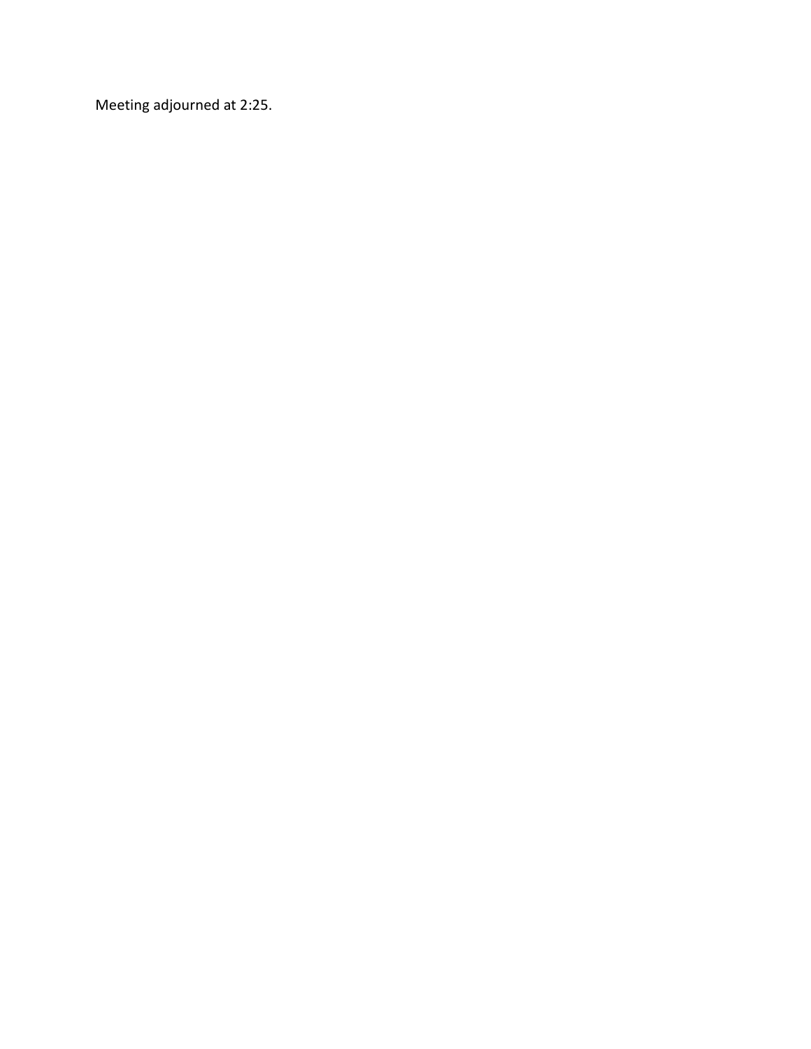Meeting adjourned at 2:25.